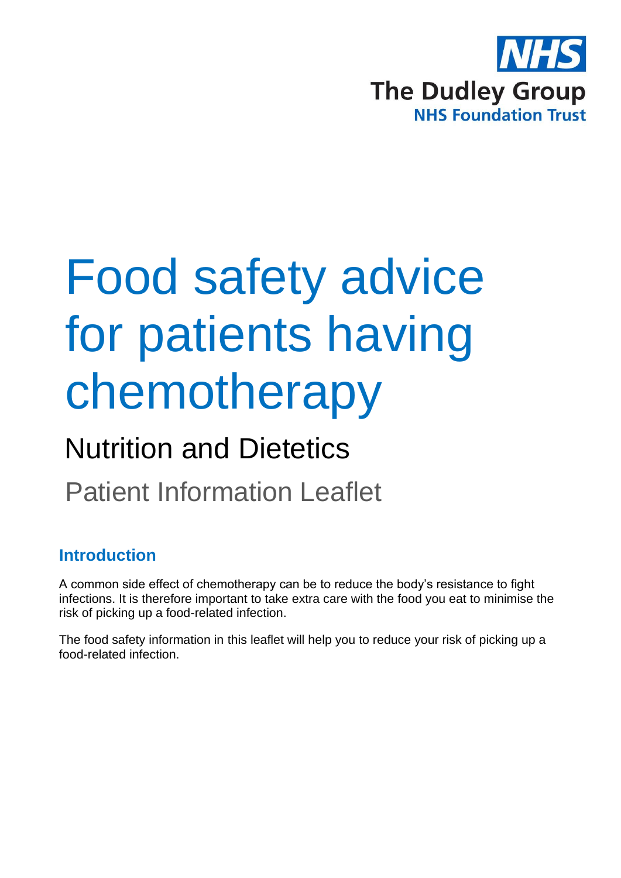NHS
The Dudley Group
NHS Foundation Trust

# Food safety advice for patients having chemotherapy

## Nutrition and Dietetics

Patient Information Leaflet

### Introduction

A common side effect of chemotherapy can be to reduce the body's resistance to fight infections. It is therefore important to take extra care with the food you eat to minimise the risk of picking up a food-related infection.

The food safety information in this leaflet will help you to reduce your risk of picking up a food-related infection.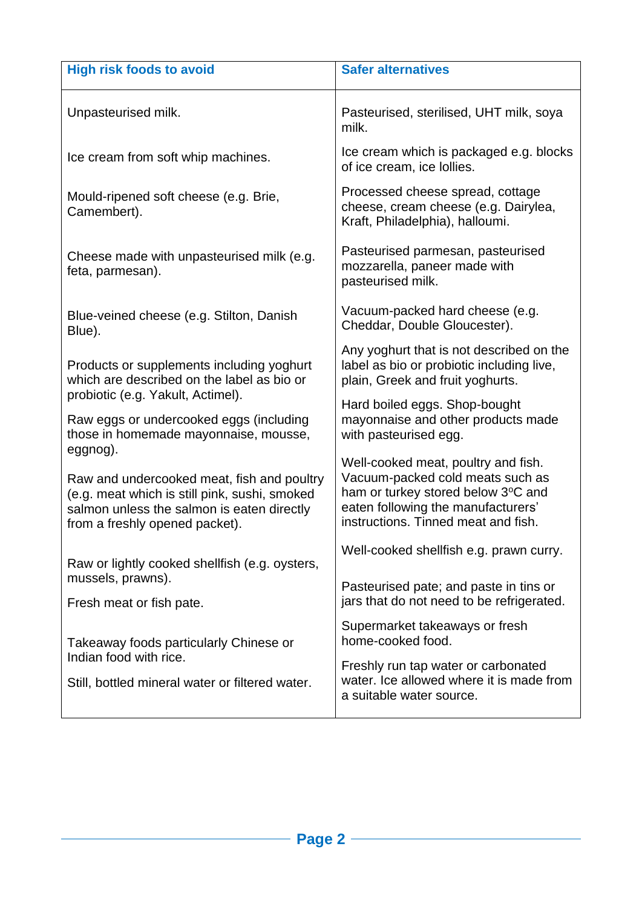| High risk foods to avoid | Safer alternatives |
|---|---|
| Unpasteurised milk. | Pasteurised, sterilised, UHT milk, soya milk. |
| Ice cream from soft whip machines. | Ice cream which is packaged e.g. blocks of ice cream, ice lollies. |
| Mould-ripened soft cheese (e.g. Brie, Camembert). | Processed cheese spread, cottage cheese, cream cheese (e.g. Dairylea, Kraft, Philadelphia), halloumi. |
| Cheese made with unpasteurised milk (e.g. feta, parmesan). | Pasteurised parmesan, pasteurised mozzarella, paneer made with pasteurised milk. |
| Blue-veined cheese (e.g. Stilton, Danish Blue). | Vacuum-packed hard cheese (e.g. Cheddar, Double Gloucester). |
| Products or supplements including yoghurt which are described on the label as bio or probiotic (e.g. Yakult, Actimel). | Any yoghurt that is not described on the label as bio or probiotic including live, plain, Greek and fruit yoghurts. |
| Raw eggs or undercooked eggs (including those in homemade mayonnaise, mousse, eggnog). | Hard boiled eggs. Shop-bought mayonnaise and other products made with pasteurised egg. |
| Raw and undercooked meat, fish and poultry (e.g. meat which is still pink, sushi, smoked salmon unless the salmon is eaten directly from a freshly opened packet). | Well-cooked meat, poultry and fish. Vacuum-packed cold meats such as ham or turkey stored below 3ºC and eaten following the manufacturers' instructions. Tinned meat and fish. |
| Raw or lightly cooked shellfish (e.g. oysters, mussels, prawns). | Well-cooked shellfish e.g. prawn curry. |
| Fresh meat or fish pate. | Pasteurised pate; and paste in tins or jars that do not need to be refrigerated. |
| Takeaway foods particularly Chinese or Indian food with rice. | Supermarket takeaways or fresh home-cooked food. |
| Still, bottled mineral water or filtered water. | Freshly run tap water or carbonated water. Ice allowed where it is made from a suitable water source. |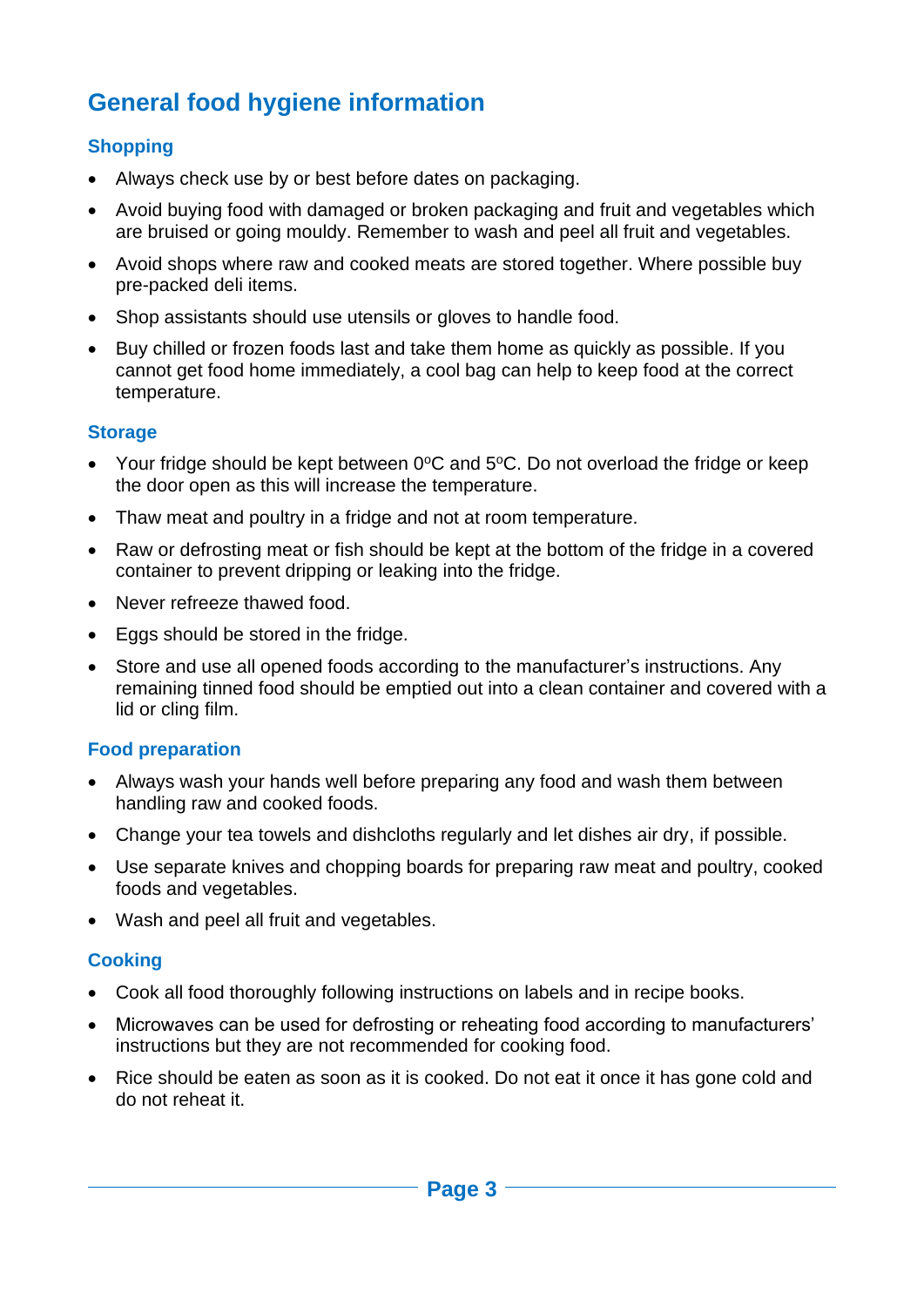## General food hygiene information

### Shopping

- Always check use by or best before dates on packaging.
- Avoid buying food with damaged or broken packaging and fruit and vegetables which are bruised or going mouldy. Remember to wash and peel all fruit and vegetables.
- Avoid shops where raw and cooked meats are stored together. Where possible buy pre-packed deli items.
- Shop assistants should use utensils or gloves to handle food.
- Buy chilled or frozen foods last and take them home as quickly as possible. If you cannot get food home immediately, a cool bag can help to keep food at the correct temperature.

### Storage

- Your fridge should be kept between 0ºC and 5ºC. Do not overload the fridge or keep the door open as this will increase the temperature.
- Thaw meat and poultry in a fridge and not at room temperature.
- Raw or defrosting meat or fish should be kept at the bottom of the fridge in a covered container to prevent dripping or leaking into the fridge.
- Never refreeze thawed food.
- Eggs should be stored in the fridge.
- Store and use all opened foods according to the manufacturer's instructions. Any remaining tinned food should be emptied out into a clean container and covered with a lid or cling film.

### Food preparation

- Always wash your hands well before preparing any food and wash them between handling raw and cooked foods.
- Change your tea towels and dishcloths regularly and let dishes air dry, if possible.
- Use separate knives and chopping boards for preparing raw meat and poultry, cooked foods and vegetables.
- Wash and peel all fruit and vegetables.

### Cooking

- Cook all food thoroughly following instructions on labels and in recipe books.
- Microwaves can be used for defrosting or reheating food according to manufacturers' instructions but they are not recommended for cooking food.
- Rice should be eaten as soon as it is cooked. Do not eat it once it has gone cold and do not reheat it.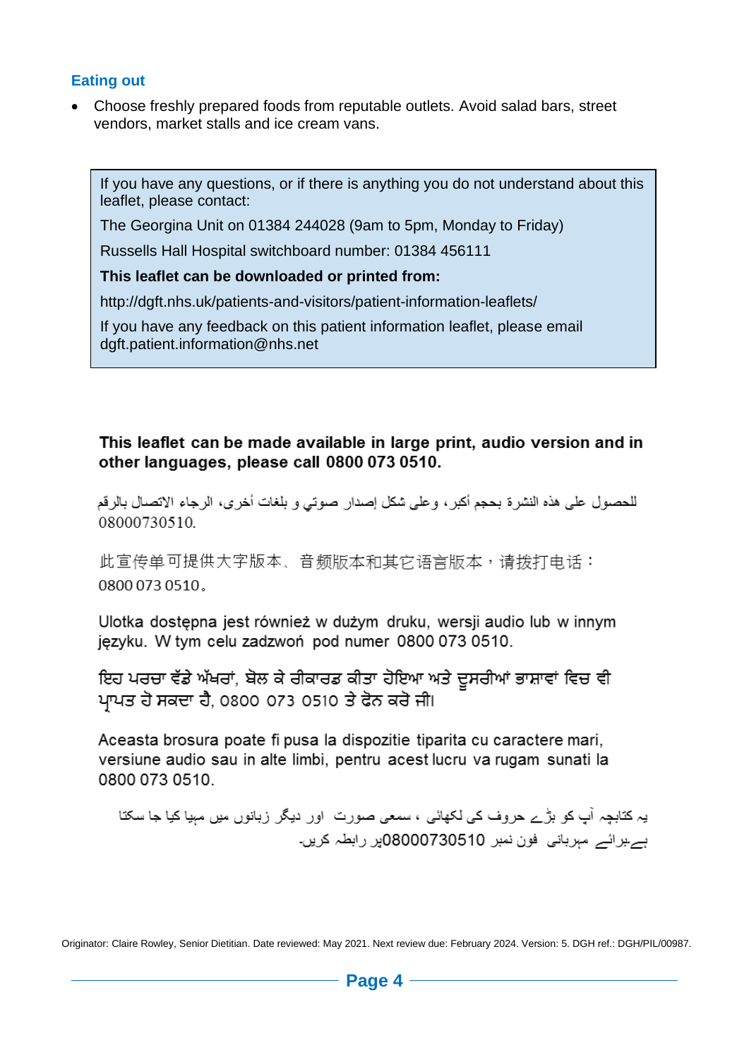### Eating out

- Choose freshly prepared foods from reputable outlets. Avoid salad bars, street vendors, market stalls and ice cream vans.

If you have any questions, or if there is anything you do not understand about this leaflet, please contact:

The Georgina Unit on 01384 244028 (9am to 5pm, Monday to Friday)

Russells Hall Hospital switchboard number: 01384 456111

**This leaflet can be downloaded or printed from:**

http://dgft.nhs.uk/patients-and-visitors/patient-information-leaflets/

If you have any feedback on this patient information leaflet, please email dgft.patient.information@nhs.net

**This leaflet can be made available in large print, audio version and in other languages, please call 0800 073 0510.**

للحصول على هذه النشرة بحجم أكبر، وعلى شكل إصدار صوتي و بلغات أخرى، الرجاء الاتصال بالرقم 08000730510.

此宣传单可提供大字版本、音频版本和其它语言版本，请拨打电话：0800 073 0510。

Ulotka dostępna jest również w dużym druku, wersji audio lub w innym języku. W tym celu zadzwoń pod numer 0800 073 0510.

ਇਹ ਪਰਚਾ ਵੱਡੇ ਅੱਖਰਾਂ, ਬੋਲ ਕੇ ਰੀਕਾਰਡ ਕੀਤਾ ਹੋਇਆ ਅਤੇ ਦੂਸਰੀਆਂ ਭਾਸ਼ਾਵਾਂ ਵਿਚ ਵੀ ਪ੍ਰਾਪਤ ਹੋ ਸਕਦਾ ਹੈ, 0800 073 0510 ਤੇ ਫੋਨ ਕਰੋ ਜੀ।

Aceasta brosura poate fi pusa la dispozitie tiparita cu caractere mari, versiune audio sau in alte limbi, pentru acest lucru va rugam sunati la 0800 073 0510.

یہ کتابچہ آپ کو بڑے حروف کی لکھائی ، سمعی صورت اور دیگر زبانوں میں مہیا کیا جا سکتا ہے۔برائے مہربانی فون نمبر 08000730510پر رابطہ کریں۔

Originator: Claire Rowley, Senior Dietitian. Date reviewed: May 2021. Next review due: February 2024. Version: 5. DGH ref.: DGH/PIL/00987.